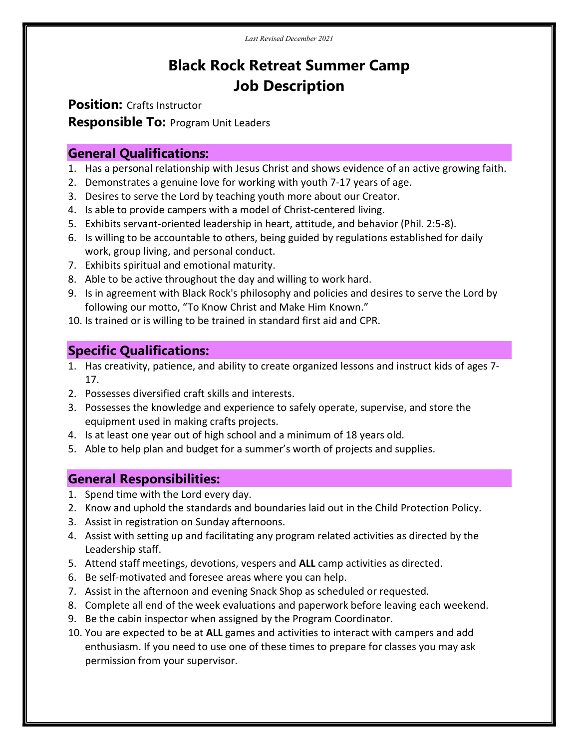*Last Revised December 2021*

# Black Rock Retreat Summer Camp
# Job Description

**Position:** Crafts Instructor

**Responsible To:** Program Unit Leaders

## General Qualifications:

1. Has a personal relationship with Jesus Christ and shows evidence of an active growing faith.
2. Demonstrates a genuine love for working with youth 7-17 years of age.
3. Desires to serve the Lord by teaching youth more about our Creator.
4. Is able to provide campers with a model of Christ-centered living.
5. Exhibits servant-oriented leadership in heart, attitude, and behavior (Phil. 2:5-8).
6. Is willing to be accountable to others, being guided by regulations established for daily work, group living, and personal conduct.
7. Exhibits spiritual and emotional maturity.
8. Able to be active throughout the day and willing to work hard.
9. Is in agreement with Black Rock's philosophy and policies and desires to serve the Lord by following our motto, "To Know Christ and Make Him Known."
10. Is trained or is willing to be trained in standard first aid and CPR.

## Specific Qualifications:

1. Has creativity, patience, and ability to create organized lessons and instruct kids of ages 7-17.
2. Possesses diversified craft skills and interests.
3. Possesses the knowledge and experience to safely operate, supervise, and store the equipment used in making crafts projects.
4. Is at least one year out of high school and a minimum of 18 years old.
5. Able to help plan and budget for a summer's worth of projects and supplies.

## General Responsibilities:

1. Spend time with the Lord every day.
2. Know and uphold the standards and boundaries laid out in the Child Protection Policy.
3. Assist in registration on Sunday afternoons.
4. Assist with setting up and facilitating any program related activities as directed by the Leadership staff.
5. Attend staff meetings, devotions, vespers and **ALL** camp activities as directed.
6. Be self-motivated and foresee areas where you can help.
7. Assist in the afternoon and evening Snack Shop as scheduled or requested.
8. Complete all end of the week evaluations and paperwork before leaving each weekend.
9. Be the cabin inspector when assigned by the Program Coordinator.
10. You are expected to be at **ALL** games and activities to interact with campers and add enthusiasm. If you need to use one of these times to prepare for classes you may ask permission from your supervisor.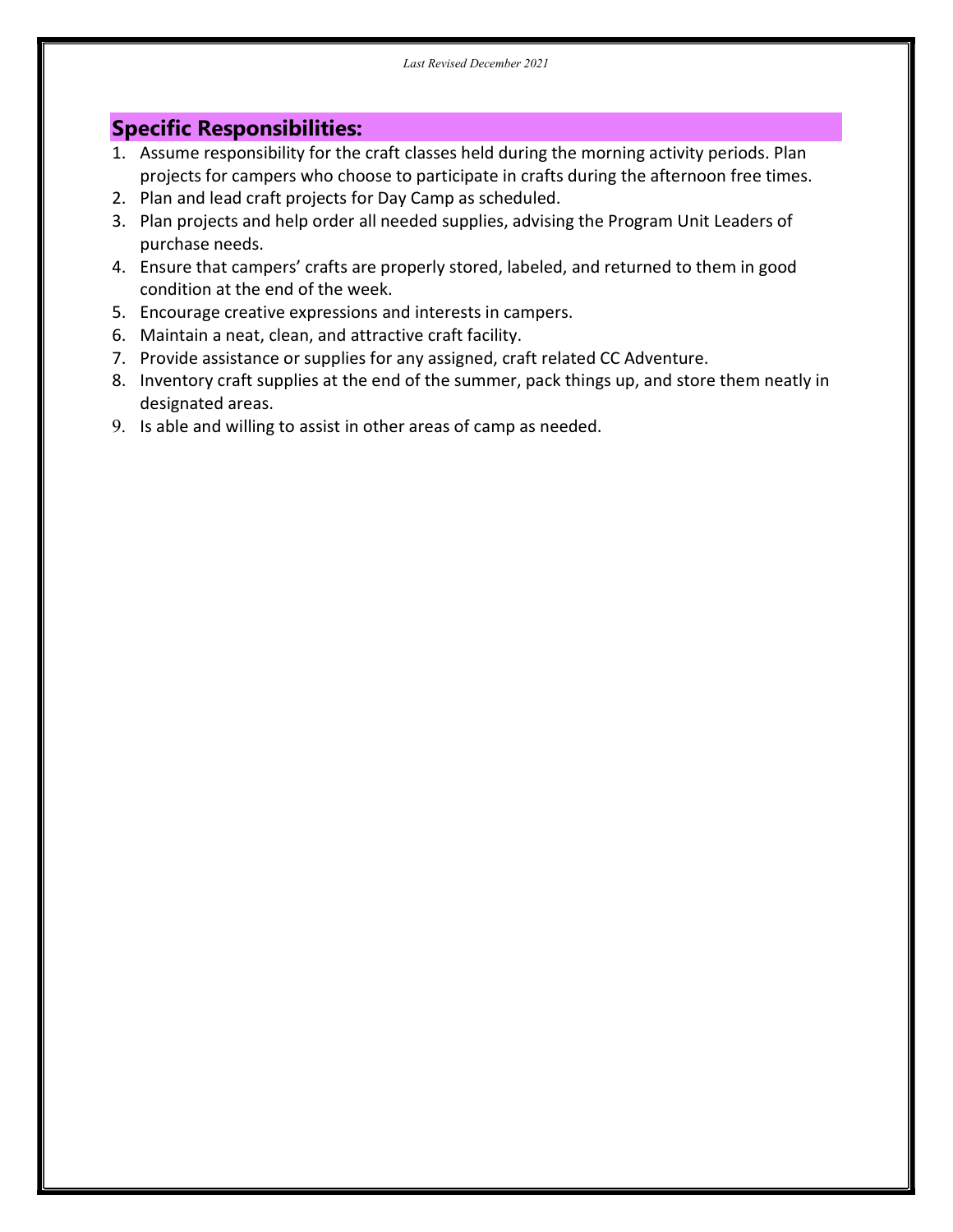## Specific Responsibilities:

1. Assume responsibility for the craft classes held during the morning activity periods. Plan projects for campers who choose to participate in crafts during the afternoon free times.
2. Plan and lead craft projects for Day Camp as scheduled.
3. Plan projects and help order all needed supplies, advising the Program Unit Leaders of purchase needs.
4. Ensure that campers' crafts are properly stored, labeled, and returned to them in good condition at the end of the week.
5. Encourage creative expressions and interests in campers.
6. Maintain a neat, clean, and attractive craft facility.
7. Provide assistance or supplies for any assigned, craft related CC Adventure.
8. Inventory craft supplies at the end of the summer, pack things up, and store them neatly in designated areas.
9. Is able and willing to assist in other areas of camp as needed.